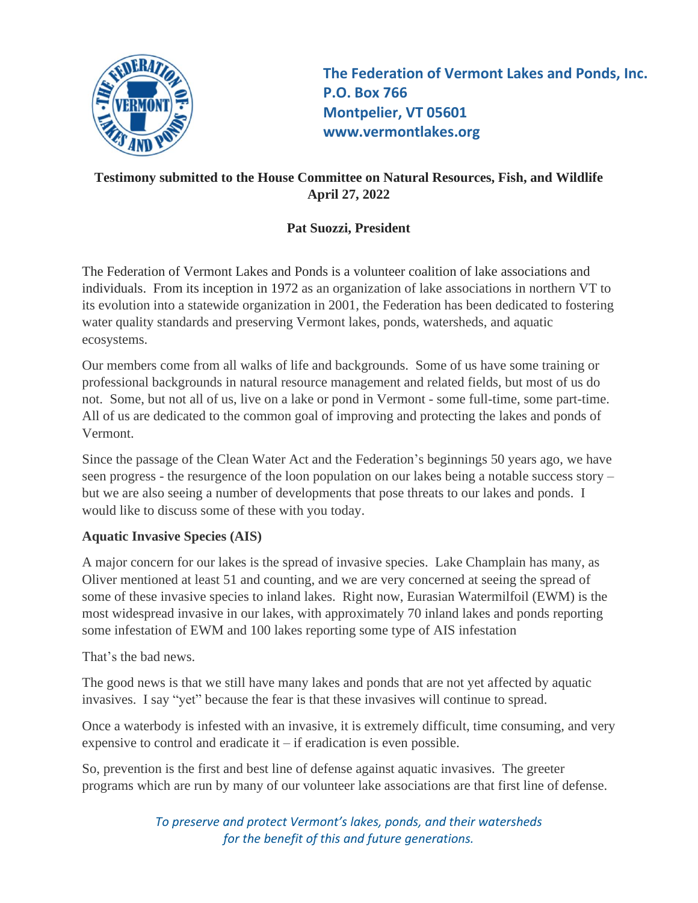**The Federation of Vermont Lakes and Ponds, Inc.**
**P.O. Box 766**
**Montpelier, VT 05601**
**www.vermontlakes.org**

**Testimony submitted to the House Committee on Natural Resources, Fish, and Wildlife**
**April 27, 2022**

**Pat Suozzi, President**

The Federation of Vermont Lakes and Ponds is a volunteer coalition of lake associations and individuals. From its inception in 1972 as an organization of lake associations in northern VT to its evolution into a statewide organization in 2001, the Federation has been dedicated to fostering water quality standards and preserving Vermont lakes, ponds, watersheds, and aquatic ecosystems.

Our members come from all walks of life and backgrounds. Some of us have some training or professional backgrounds in natural resource management and related fields, but most of us do not. Some, but not all of us, live on a lake or pond in Vermont - some full-time, some part-time. All of us are dedicated to the common goal of improving and protecting the lakes and ponds of Vermont.

Since the passage of the Clean Water Act and the Federation's beginnings 50 years ago, we have seen progress - the resurgence of the loon population on our lakes being a notable success story – but we are also seeing a number of developments that pose threats to our lakes and ponds. I would like to discuss some of these with you today.

**Aquatic Invasive Species (AIS)**

A major concern for our lakes is the spread of invasive species. Lake Champlain has many, as Oliver mentioned at least 51 and counting, and we are very concerned at seeing the spread of some of these invasive species to inland lakes. Right now, Eurasian Watermilfoil (EWM) is the most widespread invasive in our lakes, with approximately 70 inland lakes and ponds reporting some infestation of EWM and 100 lakes reporting some type of AIS infestation

That's the bad news.

The good news is that we still have many lakes and ponds that are not yet affected by aquatic invasives. I say "yet" because the fear is that these invasives will continue to spread.

Once a waterbody is infested with an invasive, it is extremely difficult, time consuming, and very expensive to control and eradicate it – if eradication is even possible.

So, prevention is the first and best line of defense against aquatic invasives. The greeter programs which are run by many of our volunteer lake associations are that first line of defense.

*To preserve and protect Vermont's lakes, ponds, and their watersheds for the benefit of this and future generations.*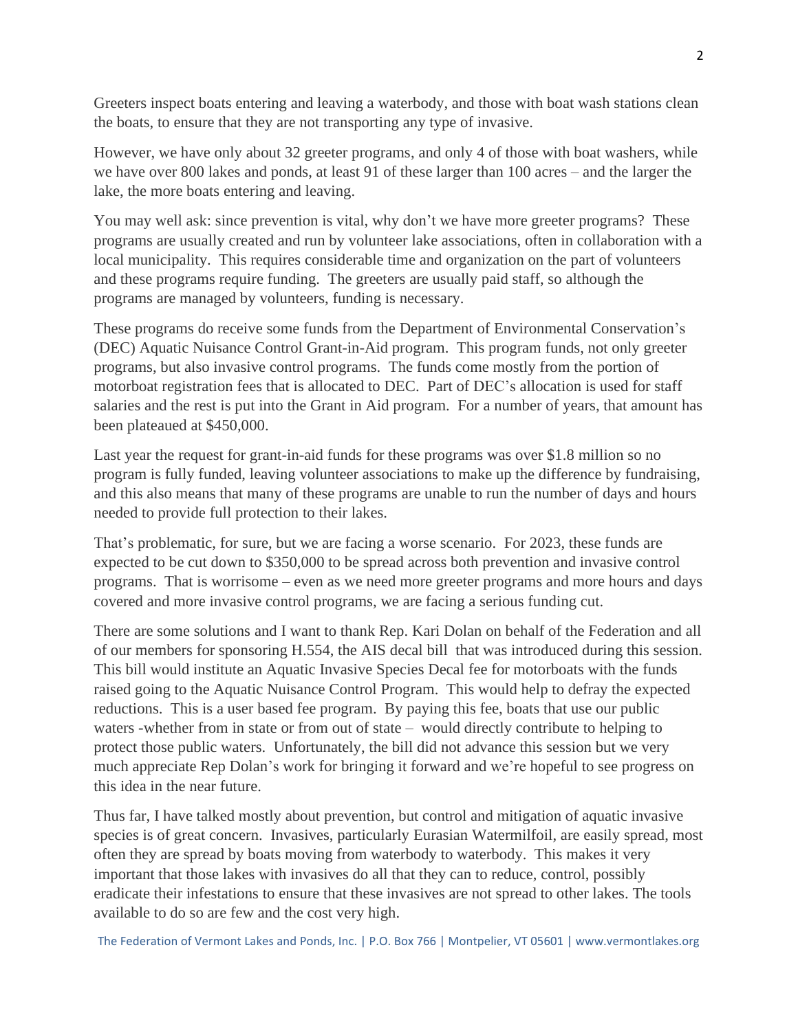Greeters inspect boats entering and leaving a waterbody, and those with boat wash stations clean the boats, to ensure that they are not transporting any type of invasive.

However, we have only about 32 greeter programs, and only 4 of those with boat washers, while we have over 800 lakes and ponds, at least 91 of these larger than 100 acres – and the larger the lake, the more boats entering and leaving.

You may well ask: since prevention is vital, why don't we have more greeter programs? These programs are usually created and run by volunteer lake associations, often in collaboration with a local municipality. This requires considerable time and organization on the part of volunteers and these programs require funding. The greeters are usually paid staff, so although the programs are managed by volunteers, funding is necessary.

These programs do receive some funds from the Department of Environmental Conservation's (DEC) Aquatic Nuisance Control Grant-in-Aid program. This program funds, not only greeter programs, but also invasive control programs. The funds come mostly from the portion of motorboat registration fees that is allocated to DEC. Part of DEC's allocation is used for staff salaries and the rest is put into the Grant in Aid program. For a number of years, that amount has been plateaued at $450,000.

Last year the request for grant-in-aid funds for these programs was over $1.8 million so no program is fully funded, leaving volunteer associations to make up the difference by fundraising, and this also means that many of these programs are unable to run the number of days and hours needed to provide full protection to their lakes.

That's problematic, for sure, but we are facing a worse scenario. For 2023, these funds are expected to be cut down to $350,000 to be spread across both prevention and invasive control programs. That is worrisome – even as we need more greeter programs and more hours and days covered and more invasive control programs, we are facing a serious funding cut.

There are some solutions and I want to thank Rep. Kari Dolan on behalf of the Federation and all of our members for sponsoring H.554, the AIS decal bill that was introduced during this session. This bill would institute an Aquatic Invasive Species Decal fee for motorboats with the funds raised going to the Aquatic Nuisance Control Program. This would help to defray the expected reductions. This is a user based fee program. By paying this fee, boats that use our public waters -whether from in state or from out of state – would directly contribute to helping to protect those public waters. Unfortunately, the bill did not advance this session but we very much appreciate Rep Dolan's work for bringing it forward and we're hopeful to see progress on this idea in the near future.

Thus far, I have talked mostly about prevention, but control and mitigation of aquatic invasive species is of great concern. Invasives, particularly Eurasian Watermilfoil, are easily spread, most often they are spread by boats moving from waterbody to waterbody. This makes it very important that those lakes with invasives do all that they can to reduce, control, possibly eradicate their infestations to ensure that these invasives are not spread to other lakes. The tools available to do so are few and the cost very high.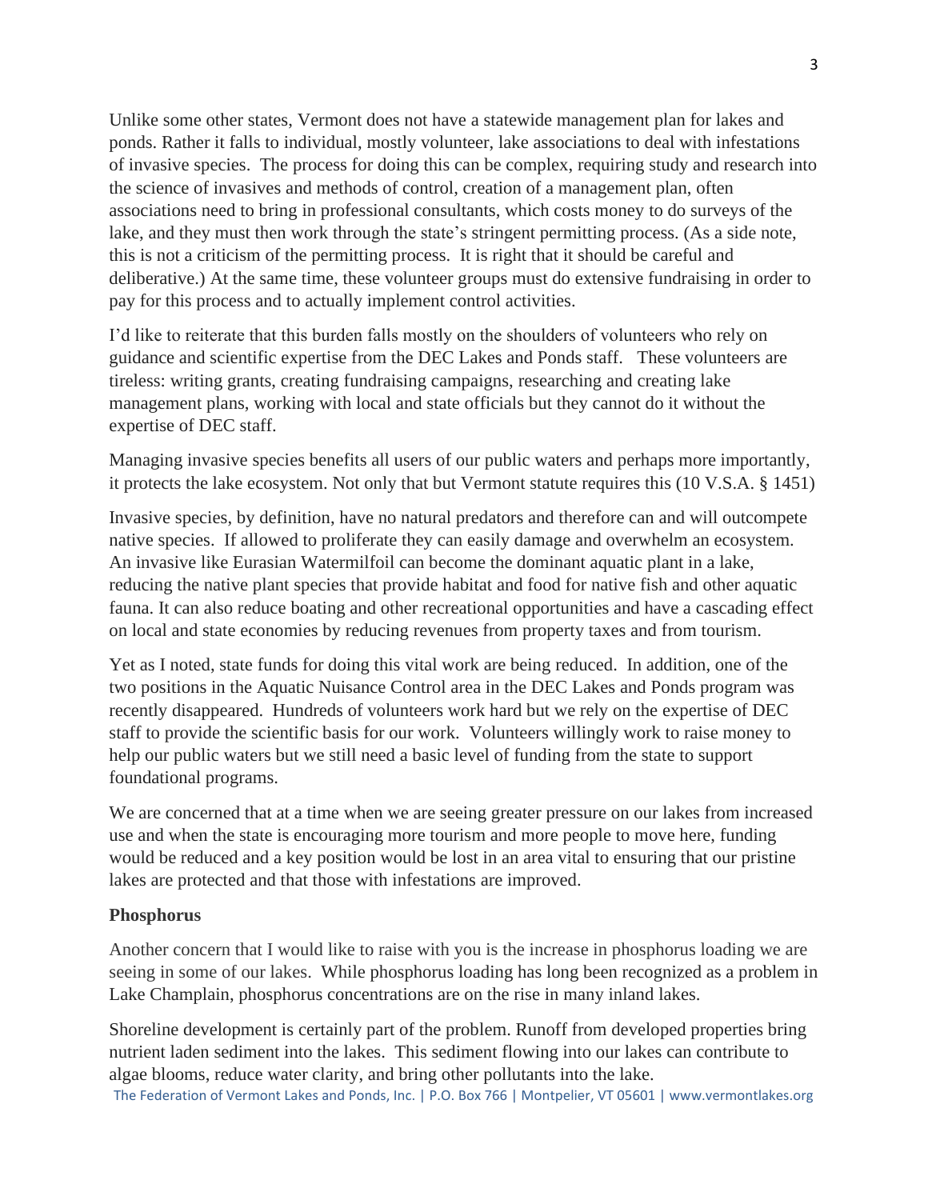Unlike some other states, Vermont does not have a statewide management plan for lakes and ponds. Rather it falls to individual, mostly volunteer, lake associations to deal with infestations of invasive species. The process for doing this can be complex, requiring study and research into the science of invasives and methods of control, creation of a management plan, often associations need to bring in professional consultants, which costs money to do surveys of the lake, and they must then work through the state's stringent permitting process. (As a side note, this is not a criticism of the permitting process. It is right that it should be careful and deliberative.) At the same time, these volunteer groups must do extensive fundraising in order to pay for this process and to actually implement control activities.

I'd like to reiterate that this burden falls mostly on the shoulders of volunteers who rely on guidance and scientific expertise from the DEC Lakes and Ponds staff. These volunteers are tireless: writing grants, creating fundraising campaigns, researching and creating lake management plans, working with local and state officials but they cannot do it without the expertise of DEC staff.

Managing invasive species benefits all users of our public waters and perhaps more importantly, it protects the lake ecosystem. Not only that but Vermont statute requires this (10 V.S.A. § 1451)

Invasive species, by definition, have no natural predators and therefore can and will outcompete native species. If allowed to proliferate they can easily damage and overwhelm an ecosystem. An invasive like Eurasian Watermilfoil can become the dominant aquatic plant in a lake, reducing the native plant species that provide habitat and food for native fish and other aquatic fauna. It can also reduce boating and other recreational opportunities and have a cascading effect on local and state economies by reducing revenues from property taxes and from tourism.

Yet as I noted, state funds for doing this vital work are being reduced. In addition, one of the two positions in the Aquatic Nuisance Control area in the DEC Lakes and Ponds program was recently disappeared. Hundreds of volunteers work hard but we rely on the expertise of DEC staff to provide the scientific basis for our work. Volunteers willingly work to raise money to help our public waters but we still need a basic level of funding from the state to support foundational programs.

We are concerned that at a time when we are seeing greater pressure on our lakes from increased use and when the state is encouraging more tourism and more people to move here, funding would be reduced and a key position would be lost in an area vital to ensuring that our pristine lakes are protected and that those with infestations are improved.

**Phosphorus**

Another concern that I would like to raise with you is the increase in phosphorus loading we are seeing in some of our lakes. While phosphorus loading has long been recognized as a problem in Lake Champlain, phosphorus concentrations are on the rise in many inland lakes.

Shoreline development is certainly part of the problem. Runoff from developed properties bring nutrient laden sediment into the lakes. This sediment flowing into our lakes can contribute to algae blooms, reduce water clarity, and bring other pollutants into the lake.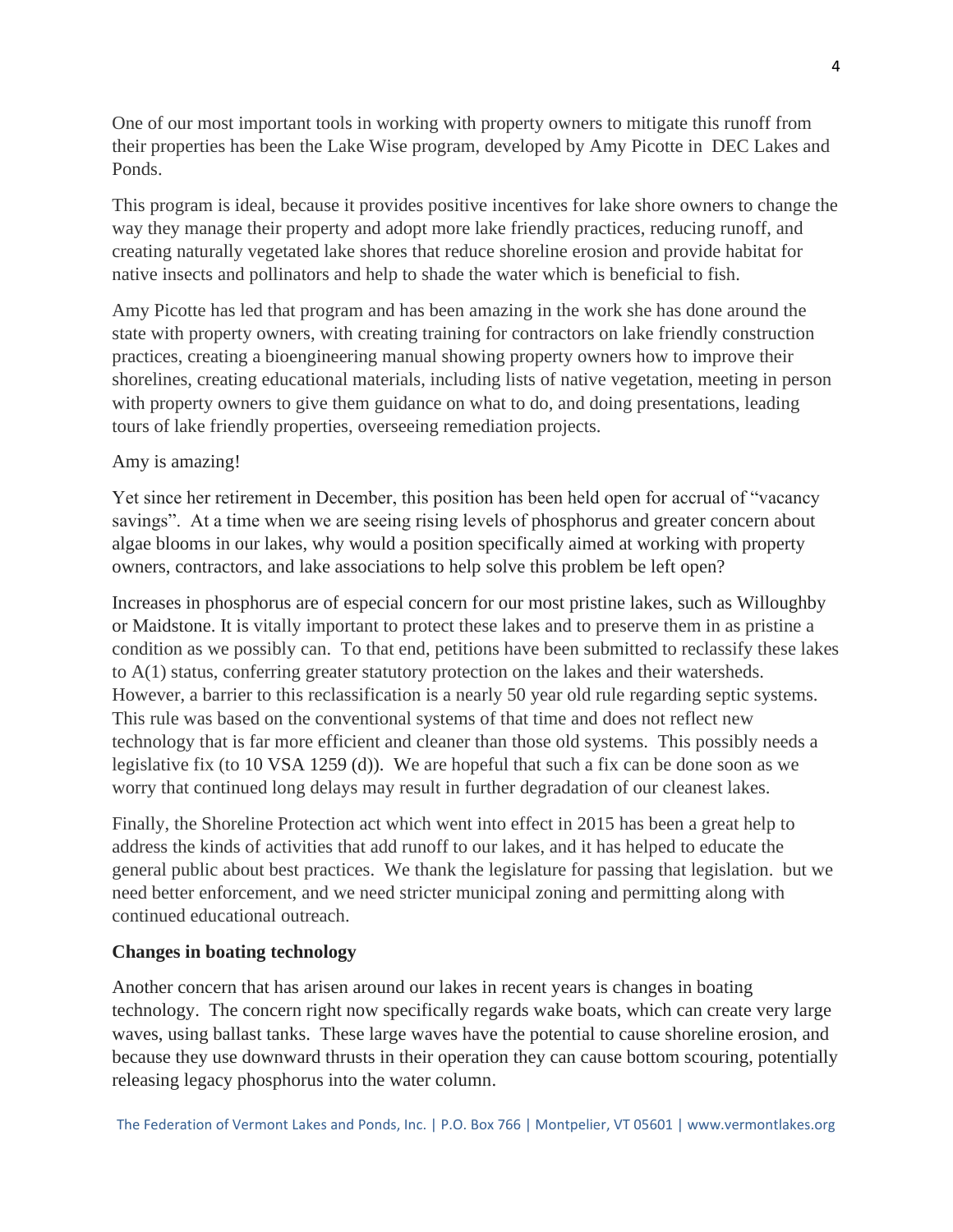One of our most important tools in working with property owners to mitigate this runoff from their properties has been the Lake Wise program, developed by Amy Picotte in DEC Lakes and Ponds.

This program is ideal, because it provides positive incentives for lake shore owners to change the way they manage their property and adopt more lake friendly practices, reducing runoff, and creating naturally vegetated lake shores that reduce shoreline erosion and provide habitat for native insects and pollinators and help to shade the water which is beneficial to fish.

Amy Picotte has led that program and has been amazing in the work she has done around the state with property owners, with creating training for contractors on lake friendly construction practices, creating a bioengineering manual showing property owners how to improve their shorelines, creating educational materials, including lists of native vegetation, meeting in person with property owners to give them guidance on what to do, and doing presentations, leading tours of lake friendly properties, overseeing remediation projects.

Amy is amazing!

Yet since her retirement in December, this position has been held open for accrual of "vacancy savings". At a time when we are seeing rising levels of phosphorus and greater concern about algae blooms in our lakes, why would a position specifically aimed at working with property owners, contractors, and lake associations to help solve this problem be left open?

Increases in phosphorus are of especial concern for our most pristine lakes, such as Willoughby or Maidstone. It is vitally important to protect these lakes and to preserve them in as pristine a condition as we possibly can. To that end, petitions have been submitted to reclassify these lakes to A(1) status, conferring greater statutory protection on the lakes and their watersheds. However, a barrier to this reclassification is a nearly 50 year old rule regarding septic systems. This rule was based on the conventional systems of that time and does not reflect new technology that is far more efficient and cleaner than those old systems. This possibly needs a legislative fix (to 10 VSA 1259 (d)). We are hopeful that such a fix can be done soon as we worry that continued long delays may result in further degradation of our cleanest lakes.

Finally, the Shoreline Protection act which went into effect in 2015 has been a great help to address the kinds of activities that add runoff to our lakes, and it has helped to educate the general public about best practices. We thank the legislature for passing that legislation. but we need better enforcement, and we need stricter municipal zoning and permitting along with continued educational outreach.

**Changes in boating technology**

Another concern that has arisen around our lakes in recent years is changes in boating technology. The concern right now specifically regards wake boats, which can create very large waves, using ballast tanks. These large waves have the potential to cause shoreline erosion, and because they use downward thrusts in their operation they can cause bottom scouring, potentially releasing legacy phosphorus into the water column.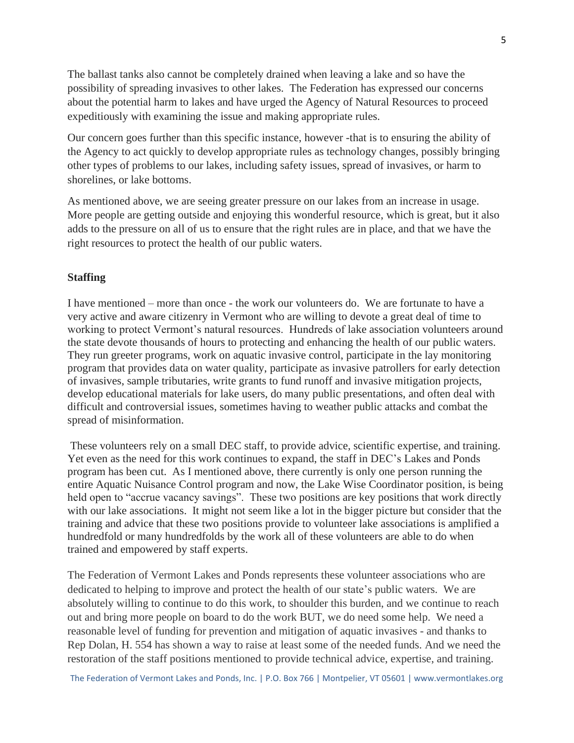The ballast tanks also cannot be completely drained when leaving a lake and so have the possibility of spreading invasives to other lakes. The Federation has expressed our concerns about the potential harm to lakes and have urged the Agency of Natural Resources to proceed expeditiously with examining the issue and making appropriate rules.

Our concern goes further than this specific instance, however -that is to ensuring the ability of the Agency to act quickly to develop appropriate rules as technology changes, possibly bringing other types of problems to our lakes, including safety issues, spread of invasives, or harm to shorelines, or lake bottoms.

As mentioned above, we are seeing greater pressure on our lakes from an increase in usage. More people are getting outside and enjoying this wonderful resource, which is great, but it also adds to the pressure on all of us to ensure that the right rules are in place, and that we have the right resources to protect the health of our public waters.

**Staffing**

I have mentioned – more than once - the work our volunteers do. We are fortunate to have a very active and aware citizenry in Vermont who are willing to devote a great deal of time to working to protect Vermont's natural resources. Hundreds of lake association volunteers around the state devote thousands of hours to protecting and enhancing the health of our public waters. They run greeter programs, work on aquatic invasive control, participate in the lay monitoring program that provides data on water quality, participate as invasive patrollers for early detection of invasives, sample tributaries, write grants to fund runoff and invasive mitigation projects, develop educational materials for lake users, do many public presentations, and often deal with difficult and controversial issues, sometimes having to weather public attacks and combat the spread of misinformation.

These volunteers rely on a small DEC staff, to provide advice, scientific expertise, and training. Yet even as the need for this work continues to expand, the staff in DEC's Lakes and Ponds program has been cut. As I mentioned above, there currently is only one person running the entire Aquatic Nuisance Control program and now, the Lake Wise Coordinator position, is being held open to "accrue vacancy savings". These two positions are key positions that work directly with our lake associations. It might not seem like a lot in the bigger picture but consider that the training and advice that these two positions provide to volunteer lake associations is amplified a hundredfold or many hundredfolds by the work all of these volunteers are able to do when trained and empowered by staff experts.

The Federation of Vermont Lakes and Ponds represents these volunteer associations who are dedicated to helping to improve and protect the health of our state's public waters. We are absolutely willing to continue to do this work, to shoulder this burden, and we continue to reach out and bring more people on board to do the work BUT, we do need some help. We need a reasonable level of funding for prevention and mitigation of aquatic invasives - and thanks to Rep Dolan, H. 554 has shown a way to raise at least some of the needed funds. And we need the restoration of the staff positions mentioned to provide technical advice, expertise, and training.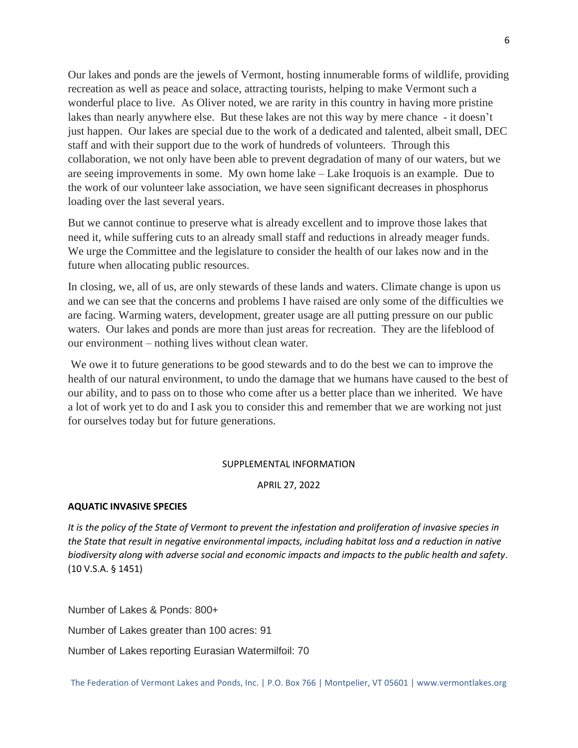Our lakes and ponds are the jewels of Vermont, hosting innumerable forms of wildlife, providing recreation as well as peace and solace, attracting tourists, helping to make Vermont such a wonderful place to live. As Oliver noted, we are rarity in this country in having more pristine lakes than nearly anywhere else. But these lakes are not this way by mere chance - it doesn't just happen. Our lakes are special due to the work of a dedicated and talented, albeit small, DEC staff and with their support due to the work of hundreds of volunteers. Through this collaboration, we not only have been able to prevent degradation of many of our waters, but we are seeing improvements in some. My own home lake – Lake Iroquois is an example. Due to the work of our volunteer lake association, we have seen significant decreases in phosphorus loading over the last several years.

But we cannot continue to preserve what is already excellent and to improve those lakes that need it, while suffering cuts to an already small staff and reductions in already meager funds. We urge the Committee and the legislature to consider the health of our lakes now and in the future when allocating public resources.

In closing, we, all of us, are only stewards of these lands and waters. Climate change is upon us and we can see that the concerns and problems I have raised are only some of the difficulties we are facing. Warming waters, development, greater usage are all putting pressure on our public waters. Our lakes and ponds are more than just areas for recreation. They are the lifeblood of our environment – nothing lives without clean water.

We owe it to future generations to be good stewards and to do the best we can to improve the health of our natural environment, to undo the damage that we humans have caused to the best of our ability, and to pass on to those who come after us a better place than we inherited. We have a lot of work yet to do and I ask you to consider this and remember that we are working not just for ourselves today but for future generations.

SUPPLEMENTAL INFORMATION

APRIL 27, 2022

**AQUATIC INVASIVE SPECIES**

*It is the policy of the State of Vermont to prevent the infestation and proliferation of invasive species in the State that result in negative environmental impacts, including habitat loss and a reduction in native biodiversity along with adverse social and economic impacts and impacts to the public health and safety*. (10 V.S.A. § 1451)

Number of Lakes & Ponds: 800+

Number of Lakes greater than 100 acres: 91

Number of Lakes reporting Eurasian Watermilfoil: 70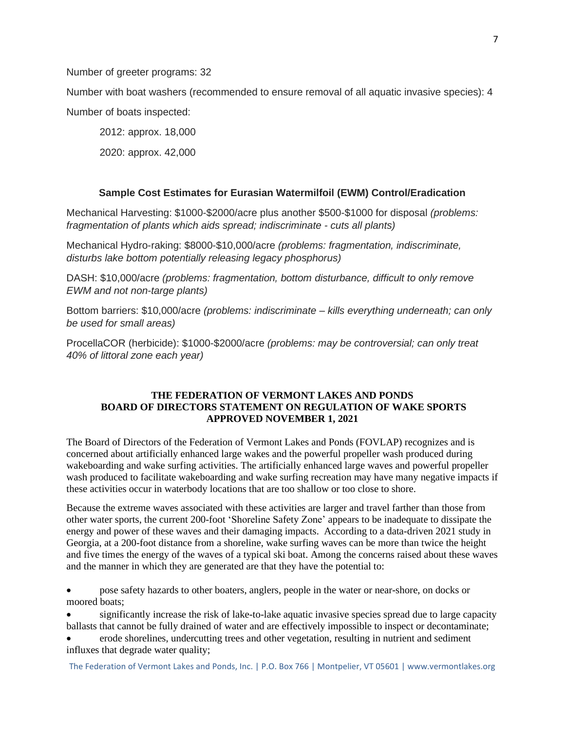Number of greeter programs: 32

Number with boat washers (recommended to ensure removal of all aquatic invasive species): 4

Number of boats inspected:

2012: approx. 18,000

2020: approx. 42,000

### Sample Cost Estimates for Eurasian Watermilfoil (EWM) Control/Eradication

Mechanical Harvesting: $1000-$2000/acre plus another $500-$1000 for disposal *(problems: fragmentation of plants which aids spread; indiscriminate - cuts all plants)*

Mechanical Hydro-raking: $8000-$10,000/acre *(problems: fragmentation, indiscriminate, disturbs lake bottom potentially releasing legacy phosphorus)*

DASH: $10,000/acre *(problems: fragmentation, bottom disturbance, difficult to only remove EWM and not non-targe plants)*

Bottom barriers: $10,000/acre *(problems: indiscriminate – kills everything underneath; can only be used for small areas)*

ProcellaCOR (herbicide): $1000-$2000/acre *(problems: may be controversial; can only treat 40% of littoral zone each year)*

## THE FEDERATION OF VERMONT LAKES AND PONDS BOARD OF DIRECTORS STATEMENT ON REGULATION OF WAKE SPORTS APPROVED NOVEMBER 1, 2021

The Board of Directors of the Federation of Vermont Lakes and Ponds (FOVLAP) recognizes and is concerned about artificially enhanced large wakes and the powerful propeller wash produced during wakeboarding and wake surfing activities. The artificially enhanced large waves and powerful propeller wash produced to facilitate wakeboarding and wake surfing recreation may have many negative impacts if these activities occur in waterbody locations that are too shallow or too close to shore.

Because the extreme waves associated with these activities are larger and travel farther than those from other water sports, the current 200-foot 'Shoreline Safety Zone' appears to be inadequate to dissipate the energy and power of these waves and their damaging impacts. According to a data-driven 2021 study in Georgia, at a 200-foot distance from a shoreline, wake surfing waves can be more than twice the height and five times the energy of the waves of a typical ski boat. Among the concerns raised about these waves and the manner in which they are generated are that they have the potential to:

- pose safety hazards to other boaters, anglers, people in the water or near-shore, on docks or moored boats;
- significantly increase the risk of lake-to-lake aquatic invasive species spread due to large capacity ballasts that cannot be fully drained of water and are effectively impossible to inspect or decontaminate;
- erode shorelines, undercutting trees and other vegetation, resulting in nutrient and sediment influxes that degrade water quality;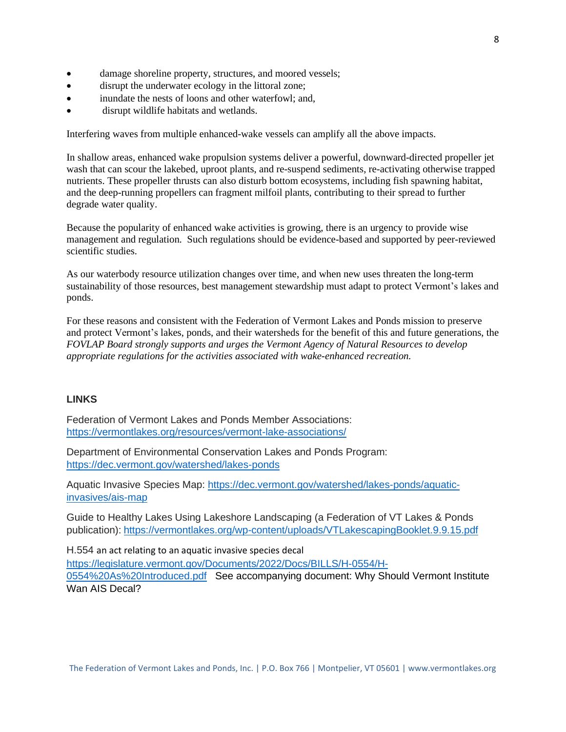- damage shoreline property, structures, and moored vessels;
- disrupt the underwater ecology in the littoral zone;
- inundate the nests of loons and other waterfowl; and,
- disrupt wildlife habitats and wetlands.

Interfering waves from multiple enhanced-wake vessels can amplify all the above impacts.

In shallow areas, enhanced wake propulsion systems deliver a powerful, downward-directed propeller jet wash that can scour the lakebed, uproot plants, and re-suspend sediments, re-activating otherwise trapped nutrients. These propeller thrusts can also disturb bottom ecosystems, including fish spawning habitat, and the deep-running propellers can fragment milfoil plants, contributing to their spread to further degrade water quality.

Because the popularity of enhanced wake activities is growing, there is an urgency to provide wise management and regulation. Such regulations should be evidence-based and supported by peer-reviewed scientific studies.

As our waterbody resource utilization changes over time, and when new uses threaten the long-term sustainability of those resources, best management stewardship must adapt to protect Vermont's lakes and ponds.

For these reasons and consistent with the Federation of Vermont Lakes and Ponds mission to preserve and protect Vermont's lakes, ponds, and their watersheds for the benefit of this and future generations, the *FOVLAP Board strongly supports and urges the Vermont Agency of Natural Resources to develop appropriate regulations for the activities associated with wake-enhanced recreation.*

## LINKS

Federation of Vermont Lakes and Ponds Member Associations:
https://vermontlakes.org/resources/vermont-lake-associations/

Department of Environmental Conservation Lakes and Ponds Program:
https://dec.vermont.gov/watershed/lakes-ponds

Aquatic Invasive Species Map: https://dec.vermont.gov/watershed/lakes-ponds/aquatic-invasives/ais-map

Guide to Healthy Lakes Using Lakeshore Landscaping (a Federation of VT Lakes & Ponds publication): https://vermontlakes.org/wp-content/uploads/VTLakescapingBooklet.9.9.15.pdf

H.554 an act relating to an aquatic invasive species decal
https://legislature.vermont.gov/Documents/2022/Docs/BILLS/H-0554/H-0554%20As%20Introduced.pdf See accompanying document: Why Should Vermont Institute Wan AIS Decal?